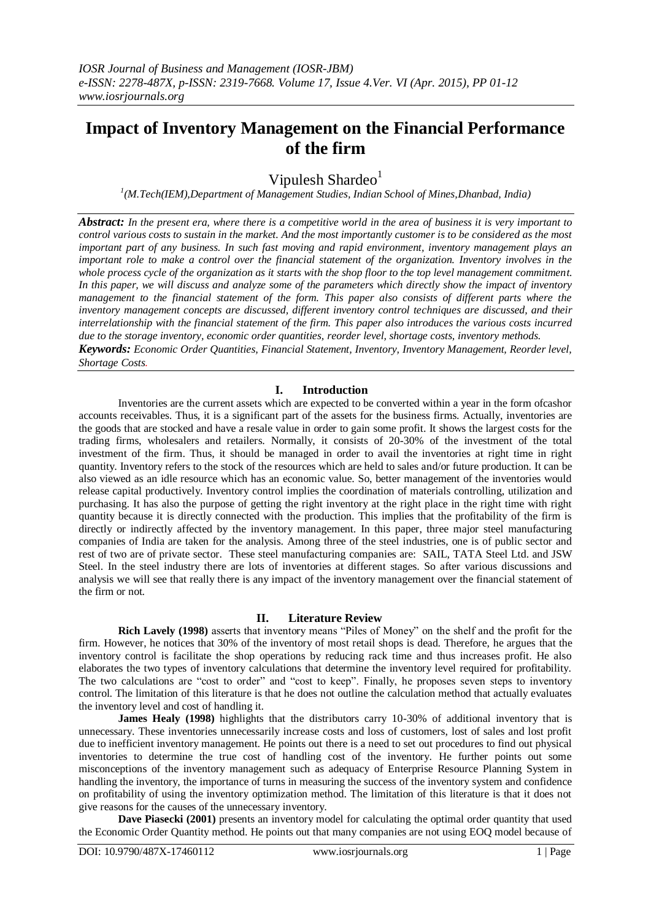# Impact of Inventory Management on the Financial Performance of the firm

Vipulesh Shardeo[1]

[1](M.Tech(IEM),Department of Management Studies, Indian School of Mines,Dhanbad, India)

***Abstract:*** *In the present era, where there is a competitive world in the area of business it is very important to control various costs to sustain in the market. And the most importantly customer is to be considered as the most important part of any business. In such fast moving and rapid environment, inventory management plays an important role to make a control over the financial statement of the organization. Inventory involves in the whole process cycle of the organization as it starts with the shop floor to the top level management commitment. In this paper, we will discuss and analyze some of the parameters which directly show the impact of inventory management to the financial statement of the form. This paper also consists of different parts where the inventory management concepts are discussed, different inventory control techniques are discussed, and their interrelationship with the financial statement of the firm. This paper also introduces the various costs incurred due to the storage inventory, economic order quantities, reorder level, shortage costs, inventory methods.*

***Keywords:*** *Economic Order Quantities, Financial Statement, Inventory, Inventory Management, Reorder level, Shortage Costs.*

## I. Introduction

Inventories are the current assets which are expected to be converted within a year in the form ofcashor accounts receivables. Thus, it is a significant part of the assets for the business firms. Actually, inventories are the goods that are stocked and have a resale value in order to gain some profit. It shows the largest costs for the trading firms, wholesalers and retailers. Normally, it consists of 20-30% of the investment of the total investment of the firm. Thus, it should be managed in order to avail the inventories at right time in right quantity. Inventory refers to the stock of the resources which are held to sales and/or future production. It can be also viewed as an idle resource which has an economic value. So, better management of the inventories would release capital productively. Inventory control implies the coordination of materials controlling, utilization and purchasing. It has also the purpose of getting the right inventory at the right place in the right time with right quantity because it is directly connected with the production. This implies that the profitability of the firm is directly or indirectly affected by the inventory management. In this paper, three major steel manufacturing companies of India are taken for the analysis. Among three of the steel industries, one is of public sector and rest of two are of private sector. These steel manufacturing companies are: SAIL, TATA Steel Ltd. and JSW Steel. In the steel industry there are lots of inventories at different stages. So after various discussions and analysis we will see that really there is any impact of the inventory management over the financial statement of the firm or not.

## II. Literature Review

**Rich Lavely (1998)** asserts that inventory means "Piles of Money" on the shelf and the profit for the firm. However, he notices that 30% of the inventory of most retail shops is dead. Therefore, he argues that the inventory control is facilitate the shop operations by reducing rack time and thus increases profit. He also elaborates the two types of inventory calculations that determine the inventory level required for profitability. The two calculations are "cost to order" and "cost to keep". Finally, he proposes seven steps to inventory control. The limitation of this literature is that he does not outline the calculation method that actually evaluates the inventory level and cost of handling it.

**James Healy (1998)** highlights that the distributors carry 10-30% of additional inventory that is unnecessary. These inventories unnecessarily increase costs and loss of customers, lost of sales and lost profit due to inefficient inventory management. He points out there is a need to set out procedures to find out physical inventories to determine the true cost of handling cost of the inventory. He further points out some misconceptions of the inventory management such as adequacy of Enterprise Resource Planning System in handling the inventory, the importance of turns in measuring the success of the inventory system and confidence on profitability of using the inventory optimization method. The limitation of this literature is that it does not give reasons for the causes of the unnecessary inventory.

**Dave Piasecki (2001)** presents an inventory model for calculating the optimal order quantity that used the Economic Order Quantity method. He points out that many companies are not using EOQ model because of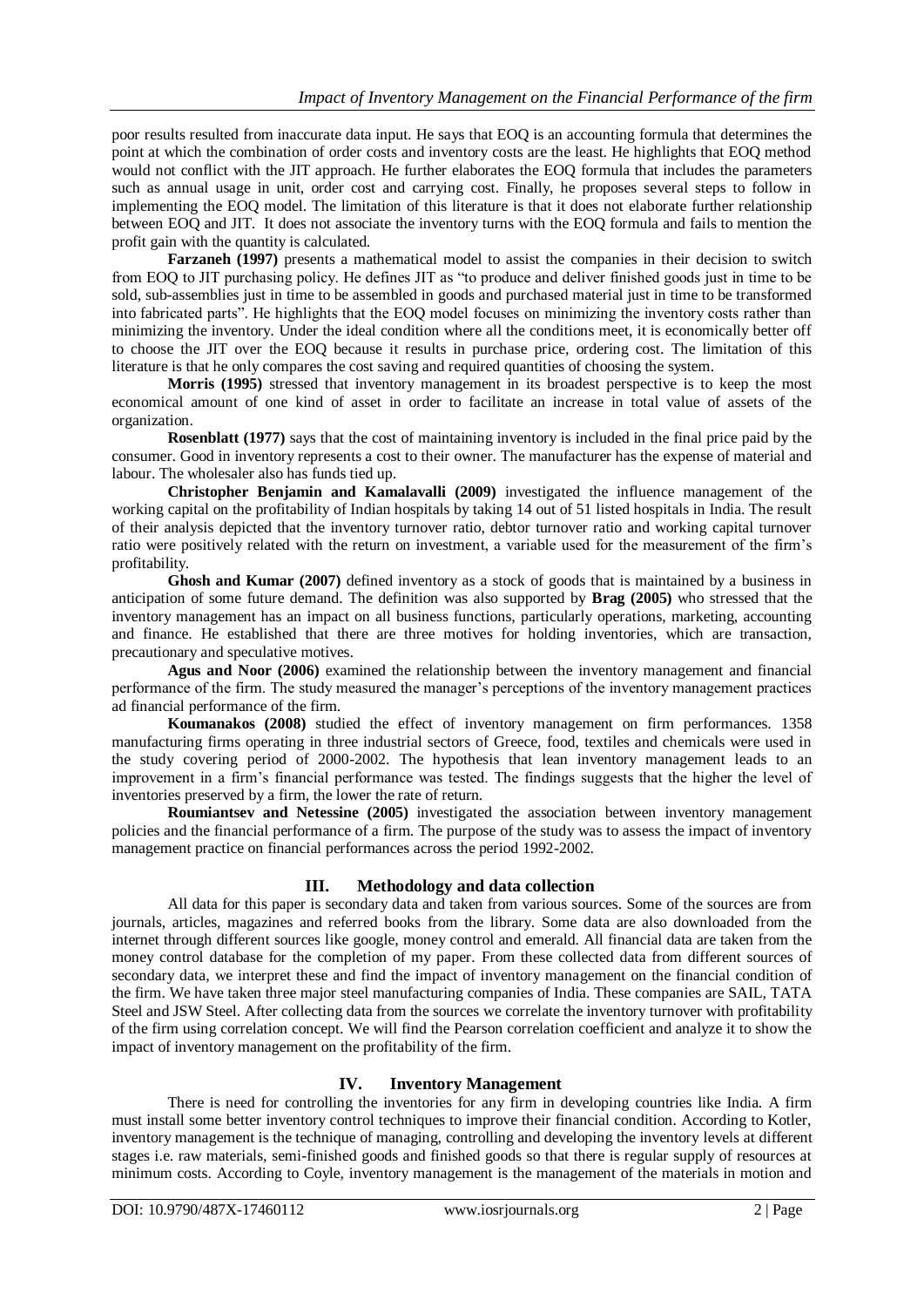poor results resulted from inaccurate data input. He says that EOQ is an accounting formula that determines the point at which the combination of order costs and inventory costs are the least. He highlights that EOQ method would not conflict with the JIT approach. He further elaborates the EOQ formula that includes the parameters such as annual usage in unit, order cost and carrying cost. Finally, he proposes several steps to follow in implementing the EOQ model. The limitation of this literature is that it does not elaborate further relationship between EOQ and JIT. It does not associate the inventory turns with the EOQ formula and fails to mention the profit gain with the quantity is calculated.

**Farzaneh (1997)** presents a mathematical model to assist the companies in their decision to switch from EOQ to JIT purchasing policy. He defines JIT as "to produce and deliver finished goods just in time to be sold, sub-assemblies just in time to be assembled in goods and purchased material just in time to be transformed into fabricated parts". He highlights that the EOQ model focuses on minimizing the inventory costs rather than minimizing the inventory. Under the ideal condition where all the conditions meet, it is economically better off to choose the JIT over the EOQ because it results in purchase price, ordering cost. The limitation of this literature is that he only compares the cost saving and required quantities of choosing the system.

**Morris (1995)** stressed that inventory management in its broadest perspective is to keep the most economical amount of one kind of asset in order to facilitate an increase in total value of assets of the organization.

**Rosenblatt (1977)** says that the cost of maintaining inventory is included in the final price paid by the consumer. Good in inventory represents a cost to their owner. The manufacturer has the expense of material and labour. The wholesaler also has funds tied up.

**Christopher Benjamin and Kamalavalli (2009)** investigated the influence management of the working capital on the profitability of Indian hospitals by taking 14 out of 51 listed hospitals in India. The result of their analysis depicted that the inventory turnover ratio, debtor turnover ratio and working capital turnover ratio were positively related with the return on investment, a variable used for the measurement of the firm's profitability.

**Ghosh and Kumar (2007)** defined inventory as a stock of goods that is maintained by a business in anticipation of some future demand. The definition was also supported by **Brag (2005)** who stressed that the inventory management has an impact on all business functions, particularly operations, marketing, accounting and finance. He established that there are three motives for holding inventories, which are transaction, precautionary and speculative motives.

**Agus and Noor (2006)** examined the relationship between the inventory management and financial performance of the firm. The study measured the manager's perceptions of the inventory management practices ad financial performance of the firm.

**Koumanakos (2008)** studied the effect of inventory management on firm performances. 1358 manufacturing firms operating in three industrial sectors of Greece, food, textiles and chemicals were used in the study covering period of 2000-2002. The hypothesis that lean inventory management leads to an improvement in a firm's financial performance was tested. The findings suggests that the higher the level of inventories preserved by a firm, the lower the rate of return.

**Roumiantsev and Netessine (2005)** investigated the association between inventory management policies and the financial performance of a firm. The purpose of the study was to assess the impact of inventory management practice on financial performances across the period 1992-2002.

## III. Methodology and data collection

All data for this paper is secondary data and taken from various sources. Some of the sources are from journals, articles, magazines and referred books from the library. Some data are also downloaded from the internet through different sources like google, money control and emerald. All financial data are taken from the money control database for the completion of my paper. From these collected data from different sources of secondary data, we interpret these and find the impact of inventory management on the financial condition of the firm. We have taken three major steel manufacturing companies of India. These companies are SAIL, TATA Steel and JSW Steel. After collecting data from the sources we correlate the inventory turnover with profitability of the firm using correlation concept. We will find the Pearson correlation coefficient and analyze it to show the impact of inventory management on the profitability of the firm.

## IV. Inventory Management

There is need for controlling the inventories for any firm in developing countries like India. A firm must install some better inventory control techniques to improve their financial condition. According to Kotler, inventory management is the technique of managing, controlling and developing the inventory levels at different stages i.e. raw materials, semi-finished goods and finished goods so that there is regular supply of resources at minimum costs. According to Coyle, inventory management is the management of the materials in motion and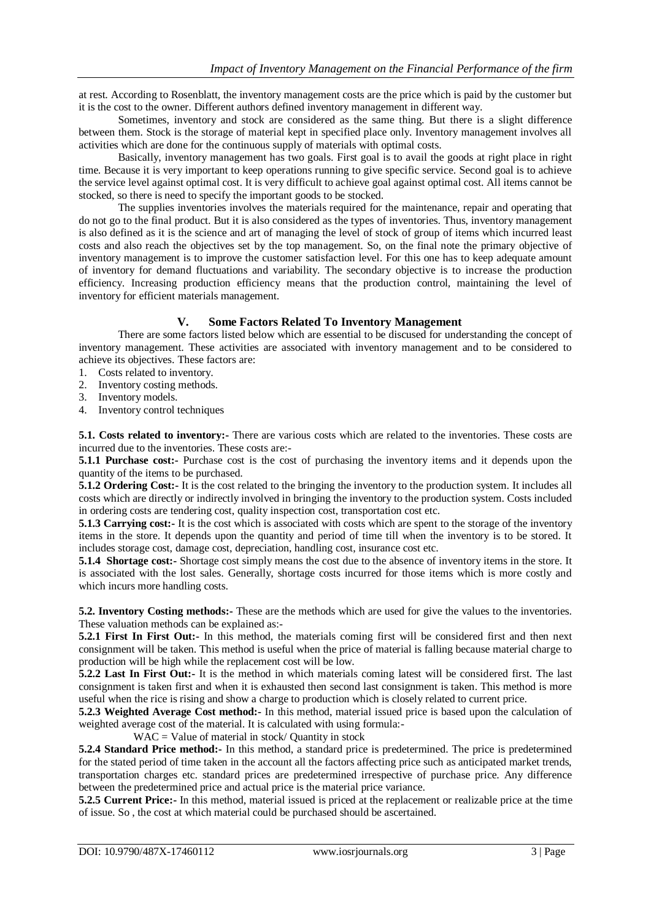at rest. According to Rosenblatt, the inventory management costs are the price which is paid by the customer but it is the cost to the owner. Different authors defined inventory management in different way.

Sometimes, inventory and stock are considered as the same thing. But there is a slight difference between them. Stock is the storage of material kept in specified place only. Inventory management involves all activities which are done for the continuous supply of materials with optimal costs.

Basically, inventory management has two goals. First goal is to avail the goods at right place in right time. Because it is very important to keep operations running to give specific service. Second goal is to achieve the service level against optimal cost. It is very difficult to achieve goal against optimal cost. All items cannot be stocked, so there is need to specify the important goods to be stocked.

The supplies inventories involves the materials required for the maintenance, repair and operating that do not go to the final product. But it is also considered as the types of inventories. Thus, inventory management is also defined as it is the science and art of managing the level of stock of group of items which incurred least costs and also reach the objectives set by the top management. So, on the final note the primary objective of inventory management is to improve the customer satisfaction level. For this one has to keep adequate amount of inventory for demand fluctuations and variability. The secondary objective is to increase the production efficiency. Increasing production efficiency means that the production control, maintaining the level of inventory for efficient materials management.

## V. Some Factors Related To Inventory Management

There are some factors listed below which are essential to be discused for understanding the concept of inventory management. These activities are associated with inventory management and to be considered to achieve its objectives. These factors are:

1. Costs related to inventory.
2. Inventory costing methods.
3. Inventory models.
4. Inventory control techniques

**5.1. Costs related to inventory:-** There are various costs which are related to the inventories. These costs are incurred due to the inventories. These costs are:-

**5.1.1 Purchase cost:-** Purchase cost is the cost of purchasing the inventory items and it depends upon the quantity of the items to be purchased.

**5.1.2 Ordering Cost:-** It is the cost related to the bringing the inventory to the production system. It includes all costs which are directly or indirectly involved in bringing the inventory to the production system. Costs included in ordering costs are tendering cost, quality inspection cost, transportation cost etc.

**5.1.3 Carrying cost:-** It is the cost which is associated with costs which are spent to the storage of the inventory items in the store. It depends upon the quantity and period of time till when the inventory is to be stored. It includes storage cost, damage cost, depreciation, handling cost, insurance cost etc.

**5.1.4 Shortage cost:-** Shortage cost simply means the cost due to the absence of inventory items in the store. It is associated with the lost sales. Generally, shortage costs incurred for those items which is more costly and which incurs more handling costs.

**5.2. Inventory Costing methods:-** These are the methods which are used for give the values to the inventories. These valuation methods can be explained as:-

**5.2.1 First In First Out:-** In this method, the materials coming first will be considered first and then next consignment will be taken. This method is useful when the price of material is falling because material charge to production will be high while the replacement cost will be low.

**5.2.2 Last In First Out:-** It is the method in which materials coming latest will be considered first. The last consignment is taken first and when it is exhausted then second last consignment is taken. This method is more useful when the rice is rising and show a charge to production which is closely related to current price.

**5.2.3 Weighted Average Cost method:-** In this method, material issued price is based upon the calculation of weighted average cost of the material. It is calculated with using formula:-

WAC = Value of material in stock/ Quantity in stock

**5.2.4 Standard Price method:-** In this method, a standard price is predetermined. The price is predetermined for the stated period of time taken in the account all the factors affecting price such as anticipated market trends, transportation charges etc. standard prices are predetermined irrespective of purchase price. Any difference between the predetermined price and actual price is the material price variance.

**5.2.5 Current Price:-** In this method, material issued is priced at the replacement or realizable price at the time of issue. So , the cost at which material could be purchased should be ascertained.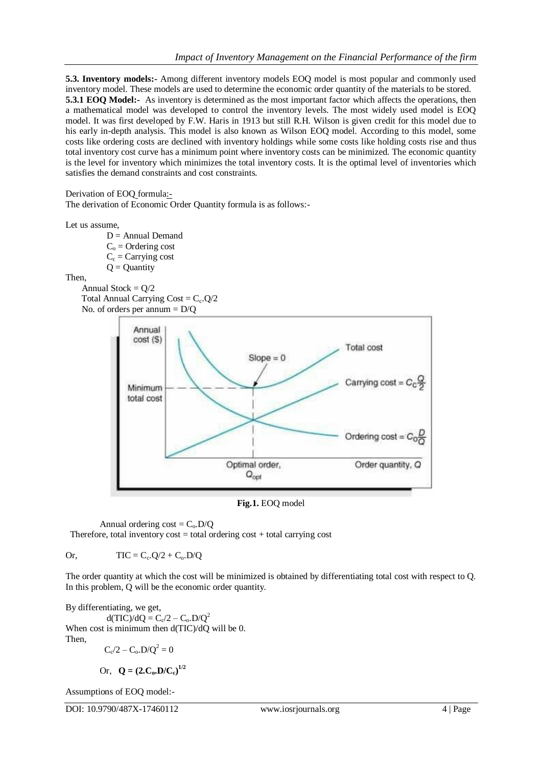**5.3. Inventory models:-** Among different inventory models EOQ model is most popular and commonly used inventory model. These models are used to determine the economic order quantity of the materials to be stored.

**5.3.1 EOQ Model:-** As inventory is determined as the most important factor which affects the operations, then a mathematical model was developed to control the inventory levels. The most widely used model is EOQ model. It was first developed by F.W. Haris in 1913 but still R.H. Wilson is given credit for this model due to his early in-depth analysis. This model is also known as Wilson EOQ model. According to this model, some costs like ordering costs are declined with inventory holdings while some costs like holding costs rise and thus total inventory cost curve has a minimum point where inventory costs can be minimized. The economic quantity is the level for inventory which minimizes the total inventory costs. It is the optimal level of inventories which satisfies the demand constraints and cost constraints.

Derivation of EOQ formula:-

The derivation of Economic Order Quantity formula is as follows:-

Let us assume,

$D$ = Annual Demand
$C_o$ = Ordering cost
$C_c$ = Carrying cost
$Q$ = Quantity

Then,

Annual Stock = $Q/2$
Total Annual Carrying Cost = $C_c.Q/2$
No. of orders per annum = $D/Q$

**Fig.1.** EOQ model

Annual ordering cost = $C_o.D/Q$

Therefore, total inventory cost = total ordering cost + total carrying cost

Or, $TIC = C_c.Q/2 + C_o.D/Q$

The order quantity at which the cost will be minimized is obtained by differentiating total cost with respect to Q. In this problem, Q will be the economic order quantity.

By differentiating, we get,

$$d(TIC)/dQ = C_c/2 - C_o.D/Q^2$$

When cost is minimum then $d(TIC)/dQ$ will be 0.

Then,

$$C_c/2 - C_o.D/Q^2 = 0$$

Or, $\mathbf{Q = (2.C_o.D/C_c)^{1/2}}$

Assumptions of EOQ model:-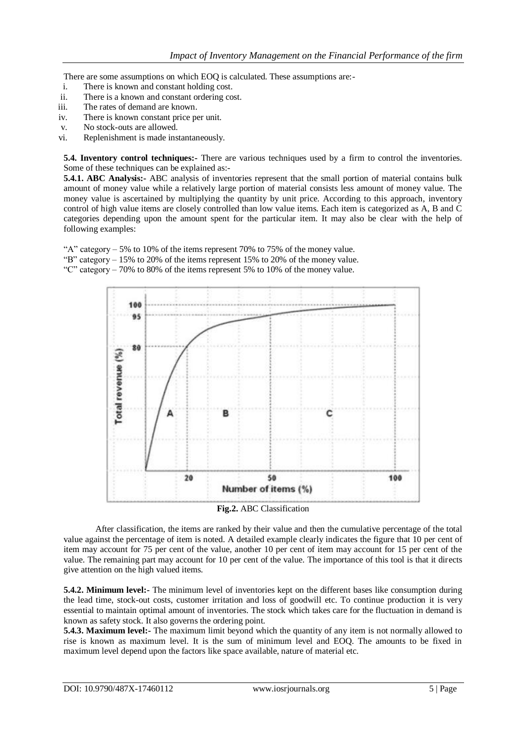There are some assumptions on which EOQ is calculated. These assumptions are:-

i. There is known and constant holding cost.
ii. There is a known and constant ordering cost.
iii. The rates of demand are known.
iv. There is known constant price per unit.
v. No stock-outs are allowed.
vi. Replenishment is made instantaneously.

**5.4. Inventory control techniques:-** There are various techniques used by a firm to control the inventories. Some of these techniques can be explained as:-

**5.4.1. ABC Analysis:-** ABC analysis of inventories represent that the small portion of material contains bulk amount of money value while a relatively large portion of material consists less amount of money value. The money value is ascertained by multiplying the quantity by unit price. According to this approach, inventory control of high value items are closely controlled than low value items. Each item is categorized as A, B and C categories depending upon the amount spent for the particular item. It may also be clear with the help of following examples:

"A" category – 5% to 10% of the items represent 70% to 75% of the money value.
"B" category – 15% to 20% of the items represent 15% to 20% of the money value.
"C" category – 70% to 80% of the items represent 5% to 10% of the money value.

**Fig.2.** ABC Classification

After classification, the items are ranked by their value and then the cumulative percentage of the total value against the percentage of item is noted. A detailed example clearly indicates the figure that 10 per cent of item may account for 75 per cent of the value, another 10 per cent of item may account for 15 per cent of the value. The remaining part may account for 10 per cent of the value. The importance of this tool is that it directs give attention on the high valued items.

**5.4.2. Minimum level:-** The minimum level of inventories kept on the different bases like consumption during the lead time, stock-out costs, customer irritation and loss of goodwill etc. To continue production it is very essential to maintain optimal amount of inventories. The stock which takes care for the fluctuation in demand is known as safety stock. It also governs the ordering point.

**5.4.3. Maximum level:-** The maximum limit beyond which the quantity of any item is not normally allowed to rise is known as maximum level. It is the sum of minimum level and EOQ. The amounts to be fixed in maximum level depend upon the factors like space available, nature of material etc.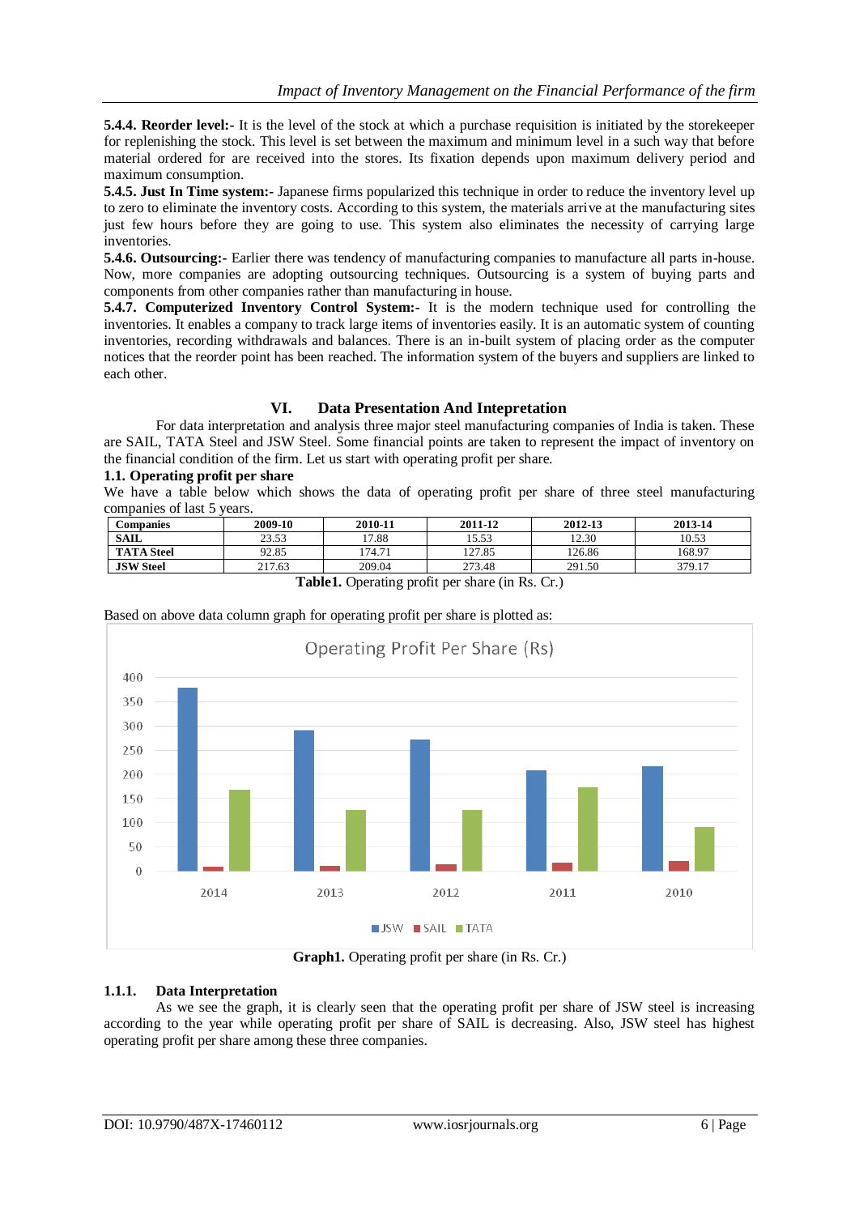**5.4.4. Reorder level:-** It is the level of the stock at which a purchase requisition is initiated by the storekeeper for replenishing the stock. This level is set between the maximum and minimum level in a such way that before material ordered for are received into the stores. Its fixation depends upon maximum delivery period and maximum consumption.

**5.4.5. Just In Time system:-** Japanese firms popularized this technique in order to reduce the inventory level up to zero to eliminate the inventory costs. According to this system, the materials arrive at the manufacturing sites just few hours before they are going to use. This system also eliminates the necessity of carrying large inventories.

**5.4.6. Outsourcing:-** Earlier there was tendency of manufacturing companies to manufacture all parts in-house. Now, more companies are adopting outsourcing techniques. Outsourcing is a system of buying parts and components from other companies rather than manufacturing in house.

**5.4.7. Computerized Inventory Control System:-** It is the modern technique used for controlling the inventories. It enables a company to track large items of inventories easily. It is an automatic system of counting inventories, recording withdrawals and balances. There is an in-built system of placing order as the computer notices that the reorder point has been reached. The information system of the buyers and suppliers are linked to each other.

## VI. Data Presentation And Intepretation

For data interpretation and analysis three major steel manufacturing companies of India is taken. These are SAIL, TATA Steel and JSW Steel. Some financial points are taken to represent the impact of inventory on the financial condition of the firm. Let us start with operating profit per share.

### 1.1. Operating profit per share

We have a table below which shows the data of operating profit per share of three steel manufacturing companies of last 5 years.

| Companies | 2009-10 | 2010-11 | 2011-12 | 2012-13 | 2013-14 |
|---|---|---|---|---|---|
| **SAIL** | 23.53 | 17.88 | 15.53 | 12.30 | 10.53 |
| **TATA Steel** | 92.85 | 174.71 | 127.85 | 126.86 | 168.97 |
| **JSW Steel** | 217.63 | 209.04 | 273.48 | 291.50 | 379.17 |

**Table1.** Operating profit per share (in Rs. Cr.)

Based on above data column graph for operating profit per share is plotted as:

**Graph1.** Operating profit per share (in Rs. Cr.)

#### 1.1.1. Data Interpretation

As we see the graph, it is clearly seen that the operating profit per share of JSW steel is increasing according to the year while operating profit per share of SAIL is decreasing. Also, JSW steel has highest operating profit per share among these three companies.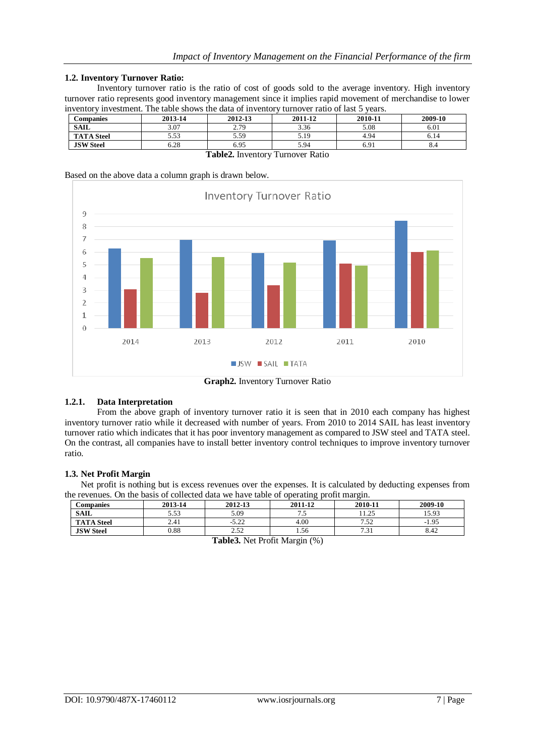### 1.2. Inventory Turnover Ratio:

Inventory turnover ratio is the ratio of cost of goods sold to the average inventory. High inventory turnover ratio represents good inventory management since it implies rapid movement of merchandise to lower inventory investment. The table shows the data of inventory turnover ratio of last 5 years.

| Companies | 2013-14 | 2012-13 | 2011-12 | 2010-11 | 2009-10 |
|---|---|---|---|---|---|
| SAIL | 3.07 | 2.79 | 3.36 | 5.08 | 6.01 |
| TATA Steel | 5.53 | 5.59 | 5.19 | 4.94 | 6.14 |
| JSW Steel | 6.28 | 6.95 | 5.94 | 6.91 | 8.4 |

**Table2.** Inventory Turnover Ratio

Based on the above data a column graph is drawn below.

**Graph2.** Inventory Turnover Ratio

#### 1.2.1. Data Interpretation

From the above graph of inventory turnover ratio it is seen that in 2010 each company has highest inventory turnover ratio while it decreased with number of years. From 2010 to 2014 SAIL has least inventory turnover ratio which indicates that it has poor inventory management as compared to JSW steel and TATA steel. On the contrast, all companies have to install better inventory control techniques to improve inventory turnover ratio.

### 1.3. Net Profit Margin

Net profit is nothing but is excess revenues over the expenses. It is calculated by deducting expenses from the revenues. On the basis of collected data we have table of operating profit margin.

| Companies | 2013-14 | 2012-13 | 2011-12 | 2010-11 | 2009-10 |
|---|---|---|---|---|---|
| SAIL | 5.53 | 5.09 | 7.5 | 11.25 | 15.93 |
| TATA Steel | 2.41 | -5.22 | 4.00 | 7.52 | -1.95 |
| JSW Steel | 0.88 | 2.52 | 1.56 | 7.31 | 8.42 |

**Table3.** Net Profit Margin (%)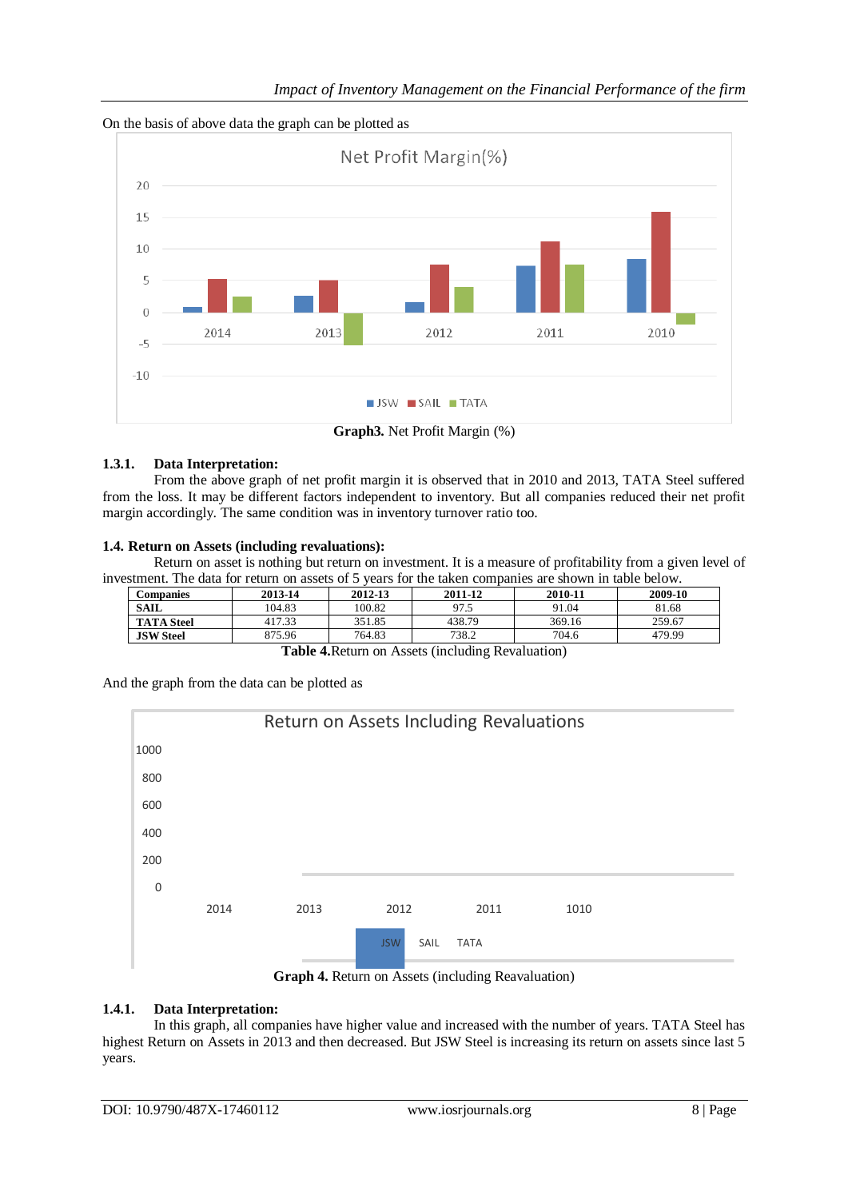On the basis of above data the graph can be plotted as

**Graph3.** Net Profit Margin (%)

#### 1.3.1. Data Interpretation:

From the above graph of net profit margin it is observed that in 2010 and 2013, TATA Steel suffered from the loss. It may be different factors independent to inventory. But all companies reduced their net profit margin accordingly. The same condition was in inventory turnover ratio too.

### 1.4. Return on Assets (including revaluations):

Return on asset is nothing but return on investment. It is a measure of profitability from a given level of investment. The data for return on assets of 5 years for the taken companies are shown in table below.

| Companies | 2013-14 | 2012-13 | 2011-12 | 2010-11 | 2009-10 |
|---|---|---|---|---|---|
| SAIL | 104.83 | 100.82 | 97.5 | 91.04 | 81.68 |
| TATA Steel | 417.33 | 351.85 | 438.79 | 369.16 | 259.67 |
| JSW Steel | 875.96 | 764.83 | 738.2 | 704.6 | 479.99 |

**Table 4.** Return on Assets (including Revaluation)

And the graph from the data can be plotted as

**Graph 4.** Return on Assets (including Reavaluation)

#### 1.4.1. Data Interpretation:

In this graph, all companies have higher value and increased with the number of years. TATA Steel has highest Return on Assets in 2013 and then decreased. But JSW Steel is increasing its return on assets since last 5 years.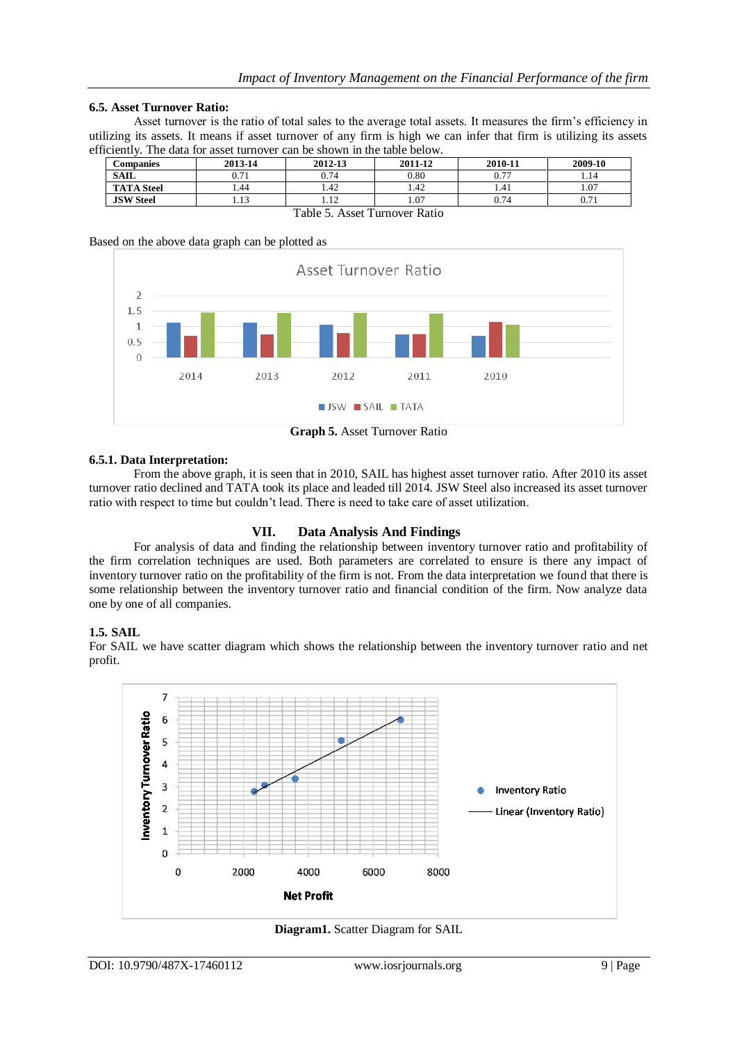### 6.5. Asset Turnover Ratio:

Asset turnover is the ratio of total sales to the average total assets. It measures the firm's efficiency in utilizing its assets. It means if asset turnover of any firm is high we can infer that firm is utilizing its assets efficiently. The data for asset turnover can be shown in the table below.

| Companies | 2013-14 | 2012-13 | 2011-12 | 2010-11 | 2009-10 |
|---|---|---|---|---|---|
| SAIL | 0.71 | 0.74 | 0.80 | 0.77 | 1.14 |
| TATA Steel | 1.44 | 1.42 | 1.42 | 1.41 | 1.07 |
| JSW Steel | 1.13 | 1.12 | 1.07 | 0.74 | 0.71 |

Table 5. Asset Turnover Ratio

Based on the above data graph can be plotted as

**Graph 5.** Asset Turnover Ratio

#### 6.5.1. Data Interpretation:

From the above graph, it is seen that in 2010, SAIL has highest asset turnover ratio. After 2010 its asset turnover ratio declined and TATA took its place and leaded till 2014. JSW Steel also increased its asset turnover ratio with respect to time but couldn't lead. There is need to take care of asset utilization.

## VII. Data Analysis And Findings

For analysis of data and finding the relationship between inventory turnover ratio and profitability of the firm correlation techniques are used. Both parameters are correlated to ensure is there any impact of inventory turnover ratio on the profitability of the firm is not. From the data interpretation we found that there is some relationship between the inventory turnover ratio and financial condition of the firm. Now analyze data one by one of all companies.

### 1.5. SAIL

For SAIL we have scatter diagram which shows the relationship between the inventory turnover ratio and net profit.

**Diagram1.** Scatter Diagram for SAIL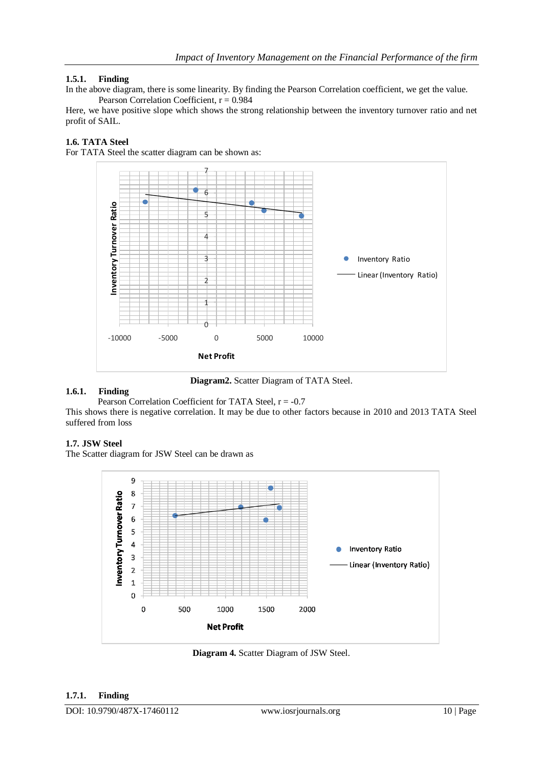### 1.5.1. Finding

In the above diagram, there is some linearity. By finding the Pearson Correlation coefficient, we get the value.

Pearson Correlation Coefficient, r = 0.984

Here, we have positive slope which shows the strong relationship between the inventory turnover ratio and net profit of SAIL.

## 1.6. TATA Steel

For TATA Steel the scatter diagram can be shown as:

**Diagram2.** Scatter Diagram of TATA Steel.

### 1.6.1. Finding

Pearson Correlation Coefficient for TATA Steel, r = -0.7

This shows there is negative correlation. It may be due to other factors because in 2010 and 2013 TATA Steel suffered from loss

## 1.7. JSW Steel

The Scatter diagram for JSW Steel can be drawn as

**Diagram 4.** Scatter Diagram of JSW Steel.

### 1.7.1. Finding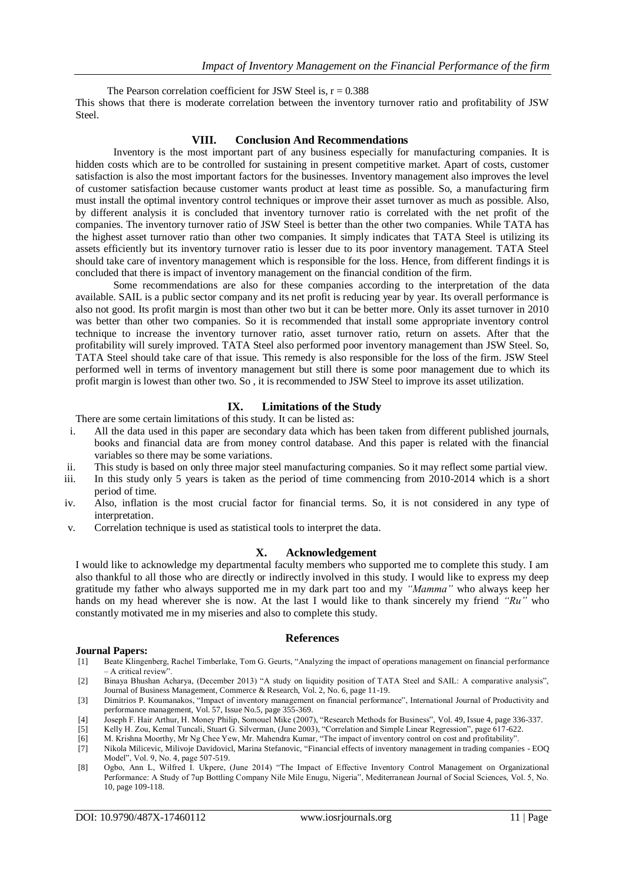The Pearson correlation coefficient for JSW Steel is, $r = 0.388$

This shows that there is moderate correlation between the inventory turnover ratio and profitability of JSW Steel.

## VIII. Conclusion And Recommendations

Inventory is the most important part of any business especially for manufacturing companies. It is hidden costs which are to be controlled for sustaining in present competitive market. Apart of costs, customer satisfaction is also the most important factors for the businesses. Inventory management also improves the level of customer satisfaction because customer wants product at least time as possible. So, a manufacturing firm must install the optimal inventory control techniques or improve their asset turnover as much as possible. Also, by different analysis it is concluded that inventory turnover ratio is correlated with the net profit of the companies. The inventory turnover ratio of JSW Steel is better than the other two companies. While TATA has the highest asset turnover ratio than other two companies. It simply indicates that TATA Steel is utilizing its assets efficiently but its inventory turnover ratio is lesser due to its poor inventory management. TATA Steel should take care of inventory management which is responsible for the loss. Hence, from different findings it is concluded that there is impact of inventory management on the financial condition of the firm.

Some recommendations are also for these companies according to the interpretation of the data available. SAIL is a public sector company and its net profit is reducing year by year. Its overall performance is also not good. Its profit margin is most than other two but it can be better more. Only its asset turnover in 2010 was better than other two companies. So it is recommended that install some appropriate inventory control technique to increase the inventory turnover ratio, asset turnover ratio, return on assets. After that the profitability will surely improved. TATA Steel also performed poor inventory management than JSW Steel. So, TATA Steel should take care of that issue. This remedy is also responsible for the loss of the firm. JSW Steel performed well in terms of inventory management but still there is some poor management due to which its profit margin is lowest than other two. So , it is recommended to JSW Steel to improve its asset utilization.

## IX. Limitations of the Study

There are some certain limitations of this study. It can be listed as:

i. All the data used in this paper are secondary data which has been taken from different published journals, books and financial data are from money control database. And this paper is related with the financial variables so there may be some variations.

ii. This study is based on only three major steel manufacturing companies. So it may reflect some partial view.

iii. In this study only 5 years is taken as the period of time commencing from 2010-2014 which is a short period of time.

iv. Also, inflation is the most crucial factor for financial terms. So, it is not considered in any type of interpretation.

v. Correlation technique is used as statistical tools to interpret the data.

## X. Acknowledgement

I would like to acknowledge my departmental faculty members who supported me to complete this study. I am also thankful to all those who are directly or indirectly involved in this study. I would like to express my deep gratitude my father who always supported me in my dark part too and my *"Mamma"* who always keep her hands on my head wherever she is now. At the last I would like to thank sincerely my friend *"Ru"* who constantly motivated me in my miseries and also to complete this study.

## References

**Journal Papers:**

[1] Beate Klingenberg, Rachel Timberlake, Tom G. Geurts, "Analyzing the impact of operations management on financial performance – A critical review".

[2] Binaya Bhushan Acharya, (December 2013) "A study on liquidity position of TATA Steel and SAIL: A comparative analysis", Journal of Business Management, Commerce & Research, Vol. 2, No. 6, page 11-19.

[3] Dimitrios P. Koumanakos, "Impact of inventory management on financial performance", International Journal of Productivity and performance management, Vol. 57, Issue No.5, page 355-369.

[4] Joseph F. Hair Arthur, H. Money Philip, Somouel Mike (2007), "Research Methods for Business", Vol. 49, Issue 4, page 336-337.

[5] Kelly H. Zou, Kemal Tuncali, Stuart G. Silverman, (June 2003), "Correlation and Simple Linear Regression", page 617-622.

[6] M. Krishna Moorthy, Mr Ng Chee Yew, Mr. Mahendra Kumar, "The impact of inventory control on cost and profitability".

[7] Nikola Milicevic, Milivoje Davidovicl, Marina Stefanovic, "Financial effects of inventory management in trading companies - EOQ Model", Vol. 9, No. 4, page 507-519.

[8] Ogbo, Ann L, Wilfred I. Ukpere, (June 2014) "The Impact of Effective Inventory Control Management on Organizational Performance: A Study of 7up Bottling Company Nile Mile Enugu, Nigeria", Mediterranean Journal of Social Sciences, Vol. 5, No. 10, page 109-118.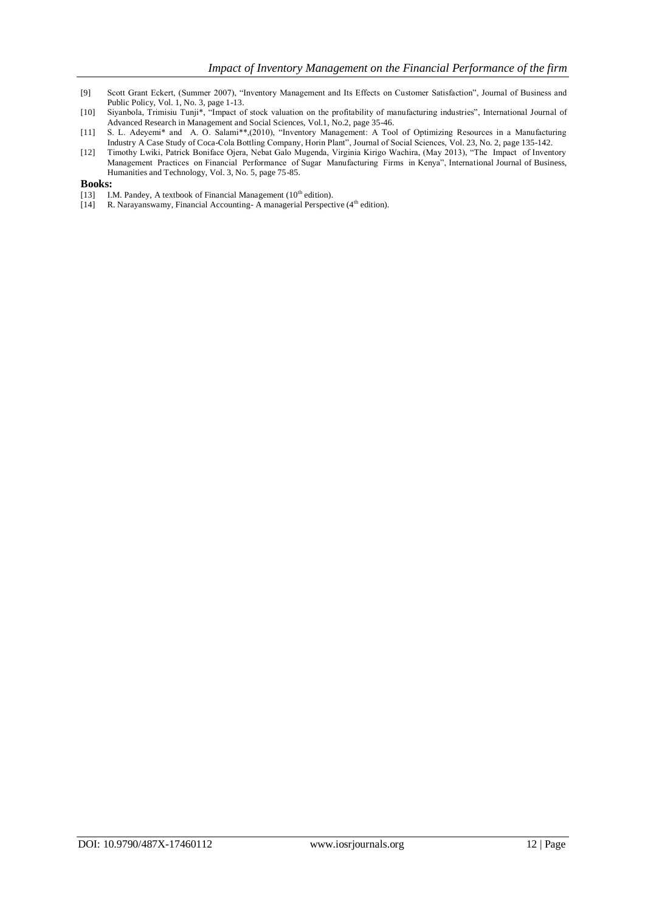[9] Scott Grant Eckert, (Summer 2007), "Inventory Management and Its Effects on Customer Satisfaction", Journal of Business and Public Policy, Vol. 1, No. 3, page 1-13.

[10] Siyanbola, Trimisiu Tunji*, "Impact of stock valuation on the profitability of manufacturing industries", International Journal of Advanced Research in Management and Social Sciences, Vol.1, No.2, page 35-46.

[11] S. L. Adeyemi* and A. O. Salami**,(2010), "Inventory Management: A Tool of Optimizing Resources in a Manufacturing Industry A Case Study of Coca-Cola Bottling Company, Horin Plant", Journal of Social Sciences, Vol. 23, No. 2, page 135-142.

[12] Timothy Lwiki, Patrick Boniface Ojera, Nebat Galo Mugenda, Virginia Kirigo Wachira, (May 2013), "The Impact of Inventory Management Practices on Financial Performance of Sugar Manufacturing Firms in Kenya", International Journal of Business, Humanities and Technology, Vol. 3, No. 5, page 75-85.

**Books:**

[13] I.M. Pandey, A textbook of Financial Management (10th edition).

[14] R. Narayanswamy, Financial Accounting- A managerial Perspective (4th edition).